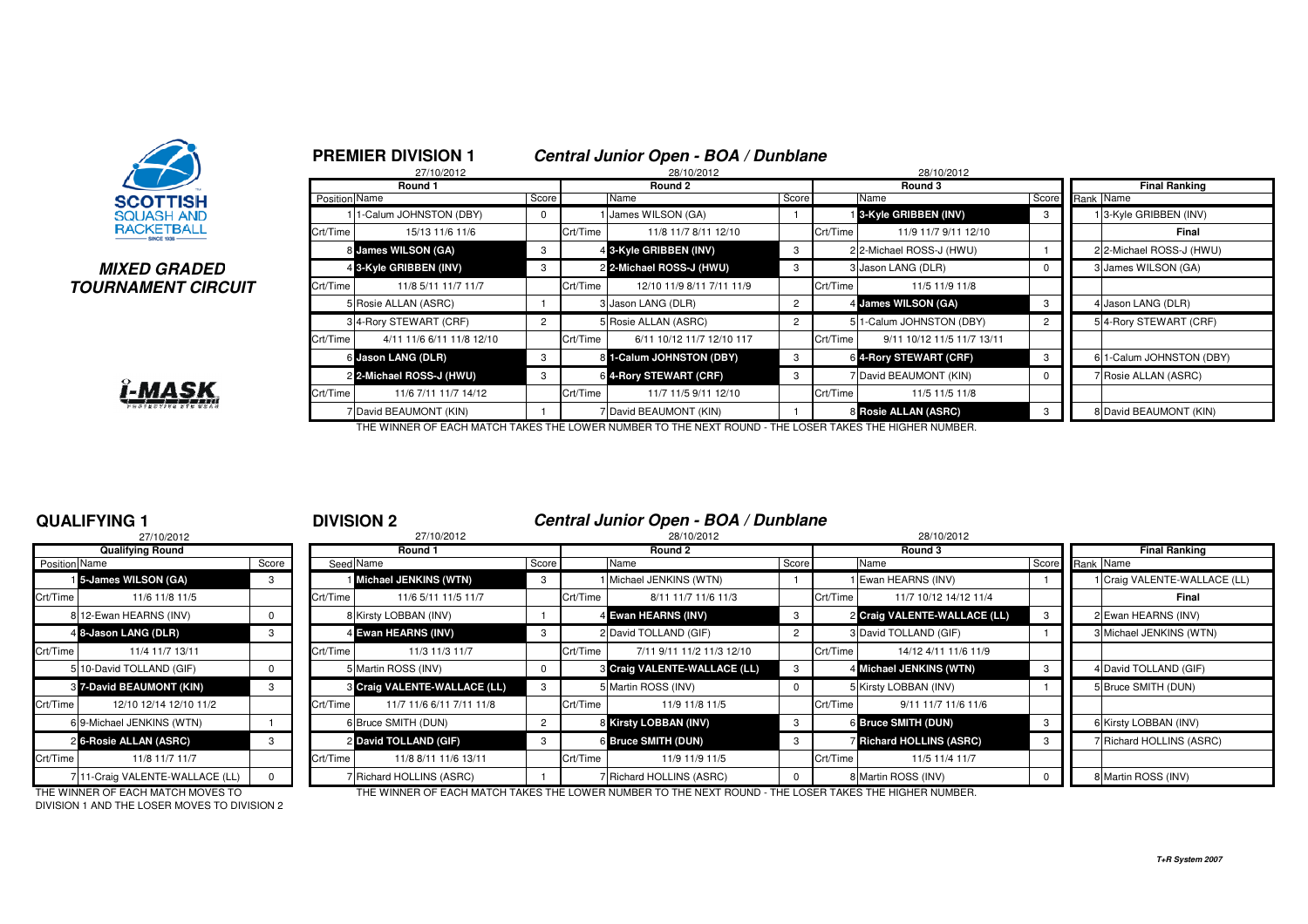**SCOTTISH SQUASH AND RACKETBALL**

***MIXED GRADED TOURNAMENT CIRCUIT***

## PREMIER DIVISION 1

### *Central Junior Open - BOA / Dunblane*

| Round 1 (27/10/2012) | | | Round 2 (28/10/2012) | | | Round 3 (28/10/2012) | | | Final Ranking | |
|---|---|---|---|---|---|---|---|---|---|---|
| Position | Name | Score | | Name | Score | | Name | Score | Rank | Name |
| 1 | 1-Calum JOHNSTON (DBY) | 0 | 1 | James WILSON (GA) | 1 | 1 | **3-Kyle GRIBBEN (INV)** | 3 | 1 | 3-Kyle GRIBBEN (INV) |
| Crt/Time | 15/13 11/6 11/6 | | Crt/Time | 11/8 11/7 8/11 12/10 | | Crt/Time | 11/9 11/7 9/11 12/10 | | | Final |
| 8 | **James WILSON (GA)** | 3 | 4 | **3-Kyle GRIBBEN (INV)** | 3 | 2 | 2-Michael ROSS-J (HWU) | 1 | 2 | 2-Michael ROSS-J (HWU) |
| 4 | **3-Kyle GRIBBEN (INV)** | 3 | 2 | **2-Michael ROSS-J (HWU)** | 3 | 3 | Jason LANG (DLR) | 0 | 3 | James WILSON (GA) |
| Crt/Time | 11/8 5/11 11/7 11/7 | | Crt/Time | 12/10 11/9 8/11 7/11 11/9 | | Crt/Time | 11/5 11/9 11/8 | | | |
| 5 | Rosie ALLAN (ASRC) | 1 | 3 | Jason LANG (DLR) | 2 | 4 | **James WILSON (GA)** | 3 | 4 | Jason LANG (DLR) |
| 3 | 4-Rory STEWART (CRF) | 2 | 5 | Rosie ALLAN (ASRC) | 2 | 5 | 1-Calum JOHNSTON (DBY) | 2 | 5 | 4-Rory STEWART (CRF) |
| Crt/Time | 4/11 11/6 6/11 11/8 12/10 | | Crt/Time | 6/11 10/12 11/7 12/10 117 | | Crt/Time | 9/11 10/12 11/5 11/7 13/11 | | | |
| 6 | **Jason LANG (DLR)** | 3 | 8 | **1-Calum JOHNSTON (DBY)** | 3 | 6 | **4-Rory STEWART (CRF)** | 3 | 6 | 1-Calum JOHNSTON (DBY) |
| 2 | **2-Michael ROSS-J (HWU)** | 3 | 6 | **4-Rory STEWART (CRF)** | 3 | 7 | David BEAUMONT (KIN) | 0 | 7 | Rosie ALLAN (ASRC) |
| Crt/Time | 11/6 7/11 11/7 14/12 | | Crt/Time | 11/7 11/5 9/11 12/10 | | Crt/Time | 11/5 11/5 11/8 | | | |
| 7 | David BEAUMONT (KIN) | 1 | 7 | David BEAUMONT (KIN) | 1 | 8 | **Rosie ALLAN (ASRC)** | 3 | 8 | David BEAUMONT (KIN) |

THE WINNER OF EACH MATCH TAKES THE LOWER NUMBER TO THE NEXT ROUND - THE LOSER TAKES THE HIGHER NUMBER.

## QUALIFYING 1

27/10/2012

| Qualifying Round | | |
|---|---|---|
| Position | Name | Score |
| 1 | **5-James WILSON (GA)** | 3 |
| Crt/Time | 11/6 11/8 11/5 | |
| 8 | 12-Ewan HEARNS (INV) | 0 |
| 4 | **8-Jason LANG (DLR)** | 3 |
| Crt/Time | 11/4 11/7 13/11 | |
| 5 | 10-David TOLLAND (GIF) | 0 |
| 3 | **7-David BEAUMONT (KIN)** | 3 |
| Crt/Time | 12/10 12/14 12/10 11/2 | |
| 6 | 9-Michael JENKINS (WTN) | 1 |
| 2 | **6-Rosie ALLAN (ASRC)** | 3 |
| Crt/Time | 11/8 11/7 11/7 | |
| 7 | 11-Craig VALENTE-WALLACE (LL) | 0 |

THE WINNER OF EACH MATCH MOVES TO DIVISION 1 AND THE LOSER MOVES TO DIVISION 2

## DIVISION 2

### *Central Junior Open - BOA / Dunblane*

| Round 1 (27/10/2012) | | | Round 2 (28/10/2012) | | | Round 3 (28/10/2012) | | | Final Ranking | |
|---|---|---|---|---|---|---|---|---|---|---|
| Seed | Name | Score | | Name | Score | | Name | Score | Rank | Name |
| 1 | **Michael JENKINS (WTN)** | 3 | 1 | Michael JENKINS (WTN) | 1 | 1 | Ewan HEARNS (INV) | 1 | 1 | Craig VALENTE-WALLACE (LL) |
| Crt/Time | 11/6 5/11 11/5 11/7 | | Crt/Time | 8/11 11/7 11/6 11/3 | | Crt/Time | 11/7 10/12 14/12 11/4 | | | Final |
| 8 | Kirsty LOBBAN (INV) | 1 | 4 | **Ewan HEARNS (INV)** | 3 | 2 | **Craig VALENTE-WALLACE (LL)** | 3 | 2 | Ewan HEARNS (INV) |
| 4 | **Ewan HEARNS (INV)** | 3 | 2 | David TOLLAND (GIF) | 2 | 3 | David TOLLAND (GIF) | 1 | 3 | Michael JENKINS (WTN) |
| Crt/Time | 11/3 11/3 11/7 | | Crt/Time | 7/11 9/11 11/2 11/3 12/10 | | Crt/Time | 14/12 4/11 11/6 11/9 | | | |
| 5 | Martin ROSS (INV) | 0 | 3 | **Craig VALENTE-WALLACE (LL)** | 3 | 4 | **Michael JENKINS (WTN)** | 3 | 4 | David TOLLAND (GIF) |
| 3 | **Craig VALENTE-WALLACE (LL)** | 3 | 5 | Martin ROSS (INV) | 0 | 5 | Kirsty LOBBAN (INV) | 1 | 5 | Bruce SMITH (DUN) |
| Crt/Time | 11/7 11/6 6/11 7/11 11/8 | | Crt/Time | 11/9 11/8 11/5 | | Crt/Time | 9/11 11/7 11/6 11/6 | | | |
| 6 | Bruce SMITH (DUN) | 2 | 8 | **Kirsty LOBBAN (INV)** | 3 | 6 | **Bruce SMITH (DUN)** | 3 | 6 | Kirsty LOBBAN (INV) |
| 2 | **David TOLLAND (GIF)** | 3 | 6 | **Bruce SMITH (DUN)** | 3 | 7 | **Richard HOLLINS (ASRC)** | 3 | 7 | Richard HOLLINS (ASRC) |
| Crt/Time | 11/8 8/11 11/6 13/11 | | Crt/Time | 11/9 11/9 11/5 | | Crt/Time | 11/5 11/4 11/7 | | | |
| 7 | Richard HOLLINS (ASRC) | 1 | 7 | Richard HOLLINS (ASRC) | 0 | 8 | Martin ROSS (INV) | 0 | 8 | Martin ROSS (INV) |

THE WINNER OF EACH MATCH TAKES THE LOWER NUMBER TO THE NEXT ROUND - THE LOSER TAKES THE HIGHER NUMBER.

*T+R System 2007*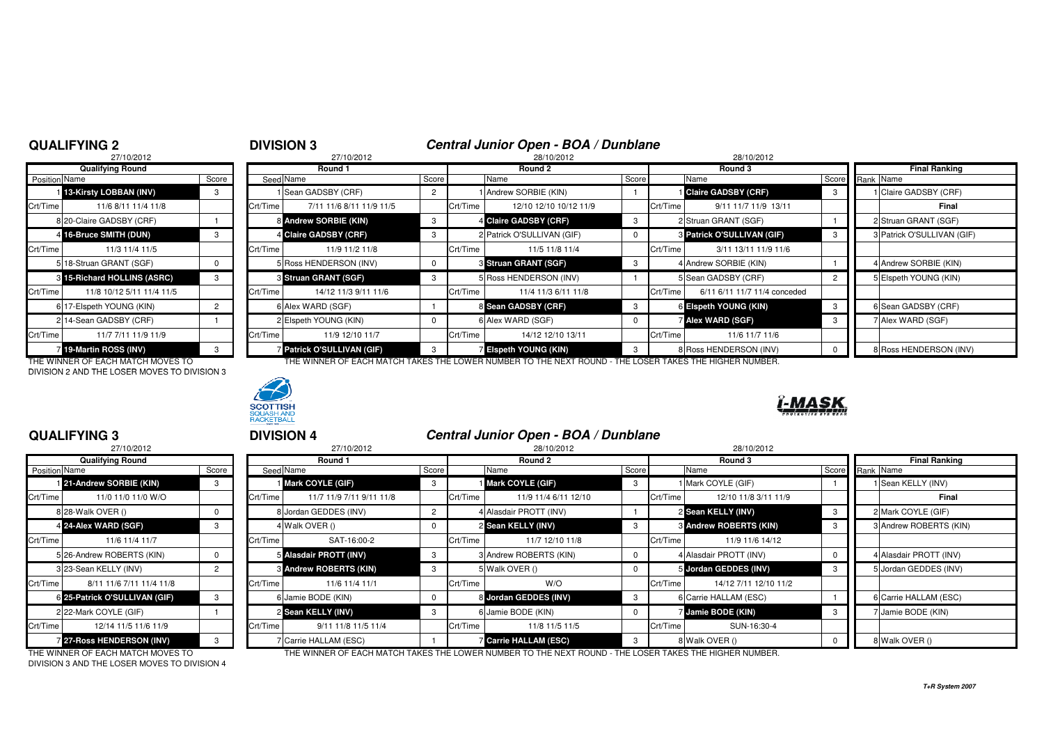## QUALIFYING 2

27/10/2012

| Position | Name | Score |
|---|---|---|
| | **Qualifying Round** | |
| 1 | **13-Kirsty LOBBAN (INV)** | 3 |
| Crt/Time | 11/6 8/11 11/4 11/8 | |
| 8 | 20-Claire GADSBY (CRF) | 1 |
| 4 | **16-Bruce SMITH (DUN)** | 3 |
| Crt/Time | 11/3 11/4 11/5 | |
| 5 | 18-Struan GRANT (SGF) | 0 |
| 3 | **15-Richard HOLLINS (ASRC)** | 3 |
| Crt/Time | 11/8 10/12 5/11 11/4 11/5 | |
| 6 | 17-Elspeth YOUNG (KIN) | 2 |
| 2 | 14-Sean GADSBY (CRF) | 1 |
| Crt/Time | 11/7 7/11 11/9 11/9 | |
| 7 | **19-Martin ROSS (INV)** | 3 |

THE WINNER OF EACH MATCH MOVES TO DIVISION 2 AND THE LOSER MOVES TO DIVISION 3

## DIVISION 3

### *Central Junior Open - BOA / Dunblane*

| Seed | Round 1 (27/10/2012) | Score | | Round 2 (28/10/2012) | Score | | Round 3 (28/10/2012) | Score |
|---|---|---|---|---|---|---|---|---|
| 1 | Sean GADSBY (CRF) | 2 | 1 | Andrew SORBIE (KIN) | 1 | 1 | **Claire GADSBY (CRF)** | 3 |
| Crt/Time | 7/11 11/6 8/11 11/9 11/5 | | Crt/Time | 12/10 12/10 10/12 11/9 | | Crt/Time | 9/11 11/7 11/9 13/11 | |
| 8 | **Andrew SORBIE (KIN)** | 3 | 4 | **Claire GADSBY (CRF)** | 3 | 2 | Struan GRANT (SGF) | 1 |
| 4 | **Claire GADSBY (CRF)** | 3 | 2 | Patrick O'SULLIVAN (GIF) | 0 | 3 | **Patrick O'SULLIVAN (GIF)** | 3 |
| Crt/Time | 11/9 11/2 11/8 | | Crt/Time | 11/5 11/8 11/4 | | Crt/Time | 3/11 13/11 11/9 11/6 | |
| 5 | Ross HENDERSON (INV) | 0 | 3 | **Struan GRANT (SGF)** | 3 | 4 | Andrew SORBIE (KIN) | 1 |
| 3 | **Struan GRANT (SGF)** | 3 | 5 | Ross HENDERSON (INV) | 1 | 5 | Sean GADSBY (CRF) | 2 |
| Crt/Time | 14/12 11/3 9/11 11/6 | | Crt/Time | 11/4 11/3 6/11 11/8 | | Crt/Time | 6/11 6/11 11/7 11/4 conceded | |
| 6 | Alex WARD (SGF) | 1 | 8 | **Sean GADSBY (CRF)** | 3 | 6 | **Elspeth YOUNG (KIN)** | 3 |
| 2 | Elspeth YOUNG (KIN) | 0 | 6 | Alex WARD (SGF) | 0 | 7 | **Alex WARD (SGF)** | 3 |
| Crt/Time | 11/9 12/10 11/7 | | Crt/Time | 14/12 12/10 13/11 | | Crt/Time | 11/6 11/7 11/6 | |
| 7 | **Patrick O'SULLIVAN (GIF)** | 3 | 7 | **Elspeth YOUNG (KIN)** | 3 | 8 | Ross HENDERSON (INV) | 0 |

| Rank | Final Ranking |
|---|---|
| 1 | Claire GADSBY (CRF) |
| | **Final** |
| 2 | Struan GRANT (SGF) |
| 3 | Patrick O'SULLIVAN (GIF) |
| 4 | Andrew SORBIE (KIN) |
| 5 | Elspeth YOUNG (KIN) |
| 6 | Sean GADSBY (CRF) |
| 7 | Alex WARD (SGF) |
| 8 | Ross HENDERSON (INV) |

THE WINNER OF EACH MATCH TAKES THE LOWER NUMBER TO THE NEXT ROUND - THE LOSER TAKES THE HIGHER NUMBER.

## QUALIFYING 3

27/10/2012

| Position | Name | Score |
|---|---|---|
| | **Qualifying Round** | |
| 1 | **21-Andrew SORBIE (KIN)** | 3 |
| Crt/Time | 11/0 11/0 11/0 W/O | |
| 8 | 28-Walk OVER () | 0 |
| 4 | **24-Alex WARD (SGF)** | 3 |
| Crt/Time | 11/6 11/4 11/7 | |
| 5 | 26-Andrew ROBERTS (KIN) | 0 |
| 3 | 23-Sean KELLY (INV) | 2 |
| Crt/Time | 8/11 11/6 7/11 11/4 11/8 | |
| 6 | **25-Patrick O'SULLIVAN (GIF)** | 3 |
| 2 | 22-Mark COYLE (GIF) | 1 |
| Crt/Time | 12/14 11/5 11/6 11/9 | |
| 7 | **27-Ross HENDERSON (INV)** | 3 |

THE WINNER OF EACH MATCH MOVES TO DIVISION 3 AND THE LOSER MOVES TO DIVISION 4

## DIVISION 4

### *Central Junior Open - BOA / Dunblane*

| Seed | Round 1 (27/10/2012) | Score | | Round 2 (28/10/2012) | Score | | Round 3 (28/10/2012) | Score |
|---|---|---|---|---|---|---|---|---|
| 1 | **Mark COYLE (GIF)** | 3 | 1 | **Mark COYLE (GIF)** | 3 | 1 | Mark COYLE (GIF) | 1 |
| Crt/Time | 11/7 11/9 7/11 9/11 11/8 | | Crt/Time | 11/9 11/4 6/11 12/10 | | Crt/Time | 12/10 11/8 3/11 11/9 | |
| 8 | Jordan GEDDES (INV) | 2 | 4 | Alasdair PROTT (INV) | 1 | 2 | **Sean KELLY (INV)** | 3 |
| 4 | Walk OVER () | 0 | 2 | **Sean KELLY (INV)** | 3 | 3 | **Andrew ROBERTS (KIN)** | 3 |
| Crt/Time | SAT-16:00-2 | | Crt/Time | 11/7 12/10 11/8 | | Crt/Time | 11/9 11/6 14/12 | |
| 5 | **Alasdair PROTT (INV)** | 3 | 3 | Andrew ROBERTS (KIN) | 0 | 4 | Alasdair PROTT (INV) | 0 |
| 3 | **Andrew ROBERTS (KIN)** | 3 | 5 | Walk OVER () | 0 | 5 | **Jordan GEDDES (INV)** | 3 |
| Crt/Time | 11/6 11/4 11/1 | | Crt/Time | W/O | | Crt/Time | 14/12 7/11 12/10 11/2 | |
| 6 | Jamie BODE (KIN) | 0 | 8 | **Jordan GEDDES (INV)** | 3 | 6 | Carrie HALLAM (ESC) | 1 |
| 2 | **Sean KELLY (INV)** | 3 | 6 | Jamie BODE (KIN) | 0 | 7 | **Jamie BODE (KIN)** | 3 |
| Crt/Time | 9/11 11/8 11/5 11/4 | | Crt/Time | 11/8 11/5 11/5 | | Crt/Time | SUN-16:30-4 | |
| 7 | Carrie HALLAM (ESC) | 1 | 7 | **Carrie HALLAM (ESC)** | 3 | 8 | Walk OVER () | 0 |

| Rank | Final Ranking |
|---|---|
| 1 | Sean KELLY (INV) |
| | **Final** |
| 2 | Mark COYLE (GIF) |
| 3 | Andrew ROBERTS (KIN) |
| 4 | Alasdair PROTT (INV) |
| 5 | Jordan GEDDES (INV) |
| 6 | Carrie HALLAM (ESC) |
| 7 | Jamie BODE (KIN) |
| 8 | Walk OVER () |

THE WINNER OF EACH MATCH TAKES THE LOWER NUMBER TO THE NEXT ROUND - THE LOSER TAKES THE HIGHER NUMBER.

*T+R System 2007*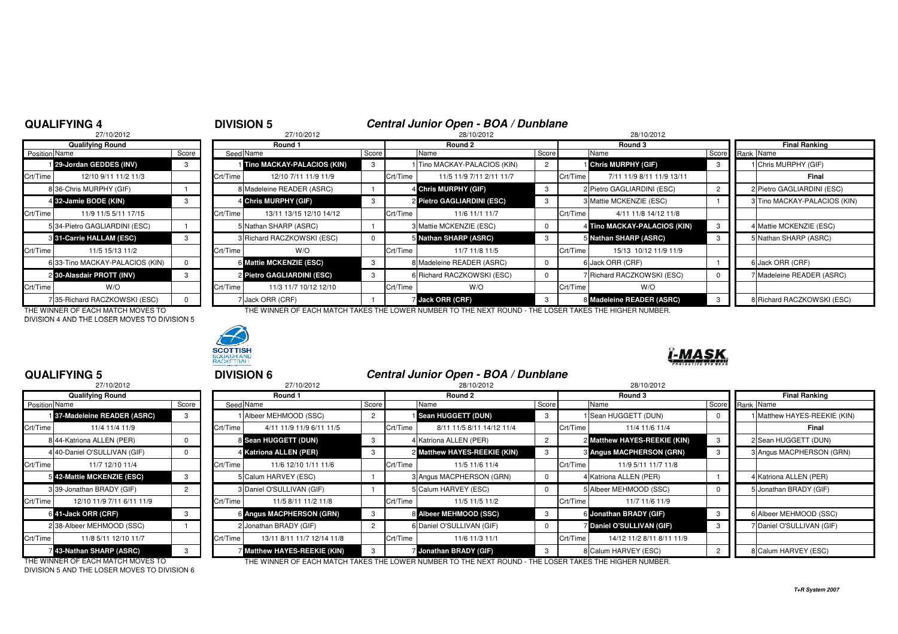## QUALIFYING 4

27/10/2012

| Position | Name | Score |
|---|---|---|
| | **Qualifying Round** | |
| 1 | **29-Jordan GEDDES (INV)** | 3 |
| Crt/Time | 12/10 9/11 11/2 11/3 | |
| 8 | 36-Chris MURPHY (GIF) | 1 |
| 4 | **32-Jamie BODE (KIN)** | 3 |
| Crt/Time | 11/9 11/5 5/11 17/15 | |
| 5 | 34-Pietro GAGLIARDINI (ESC) | 1 |
| 3 | **31-Carrie HALLAM (ESC)** | 3 |
| Crt/Time | 11/5 15/13 11/2 | |
| 6 | 33-Tino MACKAY-PALACIOS (KIN) | 0 |
| 2 | **30-Alasdair PROTT (INV)** | 3 |
| Crt/Time | W/O | |
| 7 | 35-Richard RACZKOWSKI (ESC) | 0 |

THE WINNER OF EACH MATCH MOVES TO DIVISION 4 AND THE LOSER MOVES TO DIVISION 5

## DIVISION 5

### *Central Junior Open - BOA / Dunblane*

| Seed | Round 1 (27/10/2012) | Score | | Round 2 (28/10/2012) | Score | | Round 3 (28/10/2012) | Score | Rank | Final Ranking |
|---|---|---|---|---|---|---|---|---|---|---|
| 1 | **Tino MACKAY-PALACIOS (KIN)** | 3 | 1 | Tino MACKAY-PALACIOS (KIN) | 2 | 1 | **Chris MURPHY (GIF)** | 3 | 1 | Chris MURPHY (GIF) |
| Crt/Time | 12/10 7/11 11/9 11/9 | | Crt/Time | 11/5 11/9 7/11 2/11 11/7 | | Crt/Time | 7/11 11/9 8/11 11/9 13/11 | | | **Final** |
| 8 | Madeleine READER (ASRC) | 1 | 4 | **Chris MURPHY (GIF)** | 3 | 2 | Pietro GAGLIARDINI (ESC) | 2 | 2 | Pietro GAGLIARDINI (ESC) |
| 4 | **Chris MURPHY (GIF)** | 3 | 2 | **Pietro GAGLIARDINI (ESC)** | 3 | 3 | Mattie MCKENZIE (ESC) | 1 | 3 | Tino MACKAY-PALACIOS (KIN) |
| Crt/Time | 13/11 13/15 12/10 14/12 | | Crt/Time | 11/6 11/1 11/7 | | Crt/Time | 4/11 11/8 14/12 11/8 | | | |
| 5 | Nathan SHARP (ASRC) | 1 | 3 | Mattie MCKENZIE (ESC) | 0 | 4 | **Tino MACKAY-PALACIOS (KIN)** | 3 | 4 | Mattie MCKENZIE (ESC) |
| 3 | Richard RACZKOWSKI (ESC) | 0 | 5 | **Nathan SHARP (ASRC)** | 3 | 5 | **Nathan SHARP (ASRC)** | 3 | 5 | Nathan SHARP (ASRC) |
| Crt/Time | W/O | | Crt/Time | 11/7 11/8 11/5 | | Crt/Time | 15/13 10/12 11/9 11/9 | | | |
| 6 | **Mattie MCKENZIE (ESC)** | 3 | 8 | Madeleine READER (ASRC) | 0 | 6 | Jack ORR (CRF) | 1 | 6 | Jack ORR (CRF) |
| 2 | **Pietro GAGLIARDINI (ESC)** | 3 | 6 | Richard RACZKOWSKI (ESC) | 0 | 7 | Richard RACZKOWSKI (ESC) | 0 | 7 | Madeleine READER (ASRC) |
| Crt/Time | 11/3 11/7 10/12 12/10 | | Crt/Time | W/O | | Crt/Time | W/O | | | |
| 7 | Jack ORR (CRF) | 1 | 7 | **Jack ORR (CRF)** | 3 | 8 | **Madeleine READER (ASRC)** | 3 | 8 | Richard RACZKOWSKI (ESC) |

THE WINNER OF EACH MATCH TAKES THE LOWER NUMBER TO THE NEXT ROUND - THE LOSER TAKES THE HIGHER NUMBER.

## QUALIFYING 5

27/10/2012

| Position | Name | Score |
|---|---|---|
| | **Qualifying Round** | |
| 1 | **37-Madeleine READER (ASRC)** | 3 |
| Crt/Time | 11/4 11/4 11/9 | |
| 8 | 44-Katriona ALLEN (PER) | 0 |
| 4 | 40-Daniel O'SULLIVAN (GIF) | 0 |
| Crt/Time | 11/7 12/10 11/4 | |
| 5 | **42-Mattie MCKENZIE (ESC)** | 3 |
| 3 | 39-Jonathan BRADY (GIF) | 2 |
| Crt/Time | 12/10 11/9 7/11 6/11 11/9 | |
| 6 | **41-Jack ORR (CRF)** | 3 |
| 2 | 38-Albeer MEHMOOD (SSC) | 1 |
| Crt/Time | 11/8 5/11 12/10 11/7 | |
| 7 | **43-Nathan SHARP (ASRC)** | 3 |

THE WINNER OF EACH MATCH MOVES TO DIVISION 5 AND THE LOSER MOVES TO DIVISION 6

## DIVISION 6

### *Central Junior Open - BOA / Dunblane*

| Seed | Round 1 (27/10/2012) | Score | | Round 2 (28/10/2012) | Score | | Round 3 (28/10/2012) | Score | Rank | Final Ranking |
|---|---|---|---|---|---|---|---|---|---|---|
| 1 | Albeer MEHMOOD (SSC) | 2 | 1 | **Sean HUGGETT (DUN)** | 3 | 1 | Sean HUGGETT (DUN) | 0 | 1 | Matthew HAYES-REEKIE (KIN) |
| Crt/Time | 4/11 11/9 11/9 6/11 11/5 | | Crt/Time | 8/11 11/5 8/11 14/12 11/4 | | Crt/Time | 11/4 11/6 11/4 | | | **Final** |
| 8 | **Sean HUGGETT (DUN)** | 3 | 4 | Katriona ALLEN (PER) | 2 | 2 | **Matthew HAYES-REEKIE (KIN)** | 3 | 2 | Sean HUGGETT (DUN) |
| 4 | **Katriona ALLEN (PER)** | 3 | 2 | **Matthew HAYES-REEKIE (KIN)** | 3 | 3 | **Angus MACPHERSON (GRN)** | 3 | 3 | Angus MACPHERSON (GRN) |
| Crt/Time | 11/6 12/10 1/11 11/6 | | Crt/Time | 11/5 11/6 11/4 | | Crt/Time | 11/9 5/11 11/7 11/8 | | | |
| 5 | Calum HARVEY (ESC) | 1 | 3 | Angus MACPHERSON (GRN) | 0 | 4 | Katriona ALLEN (PER) | 1 | 4 | Katriona ALLEN (PER) |
| 3 | Daniel O'SULLIVAN (GIF) | 1 | 5 | Calum HARVEY (ESC) | 0 | 5 | Albeer MEHMOOD (SSC) | 0 | 5 | Jonathan BRADY (GIF) |
| Crt/Time | 11/5 8/11 11/2 11/8 | | Crt/Time | 11/5 11/5 11/2 | | Crt/Time | 11/7 11/6 11/9 | | | |
| 6 | **Angus MACPHERSON (GRN)** | 3 | 8 | **Albeer MEHMOOD (SSC)** | 3 | 6 | **Jonathan BRADY (GIF)** | 3 | 6 | Albeer MEHMOOD (SSC) |
| 2 | Jonathan BRADY (GIF) | 2 | 6 | Daniel O'SULLIVAN (GIF) | 0 | 7 | **Daniel O'SULLIVAN (GIF)** | 3 | 7 | Daniel O'SULLIVAN (GIF) |
| Crt/Time | 13/11 8/11 11/7 12/14 11/8 | | Crt/Time | 11/6 11/3 11/1 | | Crt/Time | 14/12 11/2 8/11 8/11 11/9 | | | |
| 7 | **Matthew HAYES-REEKIE (KIN)** | 3 | 7 | **Jonathan BRADY (GIF)** | 3 | 8 | Calum HARVEY (ESC) | 2 | 8 | Calum HARVEY (ESC) |

THE WINNER OF EACH MATCH TAKES THE LOWER NUMBER TO THE NEXT ROUND - THE LOSER TAKES THE HIGHER NUMBER.

*T+R System 2007*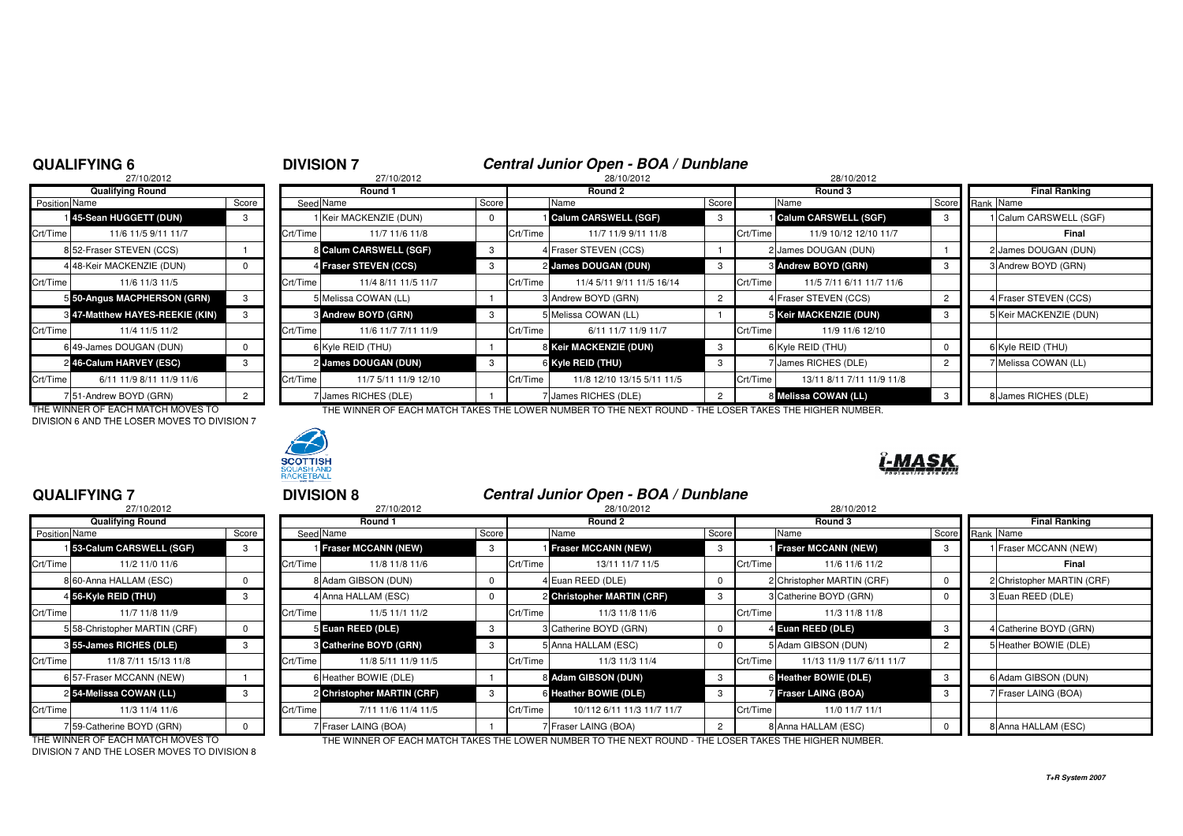## QUALIFYING 6

27/10/2012

| Position | Name | Score |
|---|---|---|
| | **Qualifying Round** | |
| 1 | **45-Sean HUGGETT (DUN)** | 3 |
| Crt/Time | 11/6 11/5 9/11 11/7 | |
| 8 | 52-Fraser STEVEN (CCS) | 1 |
| 4 | 48-Keir MACKENZIE (DUN) | 0 |
| Crt/Time | 11/6 11/3 11/5 | |
| 5 | **50-Angus MACPHERSON (GRN)** | 3 |
| 3 | **47-Matthew HAYES-REEKIE (KIN)** | 3 |
| Crt/Time | 11/4 11/5 11/2 | |
| 6 | 49-James DOUGAN (DUN) | 0 |
| 2 | **46-Calum HARVEY (ESC)** | 3 |
| Crt/Time | 6/11 11/9 8/11 11/9 11/6 | |
| 7 | 51-Andrew BOYD (GRN) | 2 |

THE WINNER OF EACH MATCH MOVES TO DIVISION 6 AND THE LOSER MOVES TO DIVISION 7

## DIVISION 7

### *Central Junior Open - BOA / Dunblane*

| Seed | Round 1 (27/10/2012) | Score | | Round 2 (28/10/2012) | Score | | Round 3 (28/10/2012) | Score |
|---|---|---|---|---|---|---|---|---|
| 1 | Keir MACKENZIE (DUN) | 0 | 1 | **Calum CARSWELL (SGF)** | 3 | 1 | **Calum CARSWELL (SGF)** | 3 |
| Crt/Time | 11/7 11/6 11/8 | | Crt/Time | 11/7 11/9 9/11 11/8 | | Crt/Time | 11/9 10/12 12/10 11/7 | |
| 8 | **Calum CARSWELL (SGF)** | 3 | 4 | Fraser STEVEN (CCS) | 1 | 2 | James DOUGAN (DUN) | 1 |
| 4 | **Fraser STEVEN (CCS)** | 3 | 2 | **James DOUGAN (DUN)** | 3 | 3 | **Andrew BOYD (GRN)** | 3 |
| Crt/Time | 11/4 8/11 11/5 11/7 | | Crt/Time | 11/4 5/11 9/11 11/5 16/14 | | Crt/Time | 11/5 7/11 6/11 11/7 11/6 | |
| 5 | Melissa COWAN (LL) | 1 | 3 | Andrew BOYD (GRN) | 2 | 4 | Fraser STEVEN (CCS) | 2 |
| 3 | **Andrew BOYD (GRN)** | 3 | 5 | Melissa COWAN (LL) | 1 | 5 | **Keir MACKENZIE (DUN)** | 3 |
| Crt/Time | 11/6 11/7 7/11 11/9 | | Crt/Time | 6/11 11/7 11/9 11/7 | | Crt/Time | 11/9 11/6 12/10 | |
| 6 | Kyle REID (THU) | 1 | 8 | **Keir MACKENZIE (DUN)** | 3 | 6 | Kyle REID (THU) | 0 |
| 2 | **James DOUGAN (DUN)** | 3 | 6 | **Kyle REID (THU)** | 3 | 7 | James RICHES (DLE) | 2 |
| Crt/Time | 11/7 5/11 11/9 12/10 | | Crt/Time | 11/8 12/10 13/15 5/11 11/5 | | Crt/Time | 13/11 8/11 7/11 11/9 11/8 | |
| 7 | James RICHES (DLE) | 1 | 7 | James RICHES (DLE) | 2 | 8 | **Melissa COWAN (LL)** | 3 |

| Rank | Final Ranking |
|---|---|
| 1 | Calum CARSWELL (SGF) |
| | **Final** |
| 2 | James DOUGAN (DUN) |
| 3 | Andrew BOYD (GRN) |
| 4 | Fraser STEVEN (CCS) |
| 5 | Keir MACKENZIE (DUN) |
| 6 | Kyle REID (THU) |
| 7 | Melissa COWAN (LL) |
| 8 | James RICHES (DLE) |

THE WINNER OF EACH MATCH TAKES THE LOWER NUMBER TO THE NEXT ROUND - THE LOSER TAKES THE HIGHER NUMBER.

## QUALIFYING 7

27/10/2012

| Position | Name | Score |
|---|---|---|
| | **Qualifying Round** | |
| 1 | **53-Calum CARSWELL (SGF)** | 3 |
| Crt/Time | 11/2 11/0 11/6 | |
| 8 | 60-Anna HALLAM (ESC) | 0 |
| 4 | **56-Kyle REID (THU)** | 3 |
| Crt/Time | 11/7 11/8 11/9 | |
| 5 | 58-Christopher MARTIN (CRF) | 0 |
| 3 | **55-James RICHES (DLE)** | 3 |
| Crt/Time | 11/8 7/11 15/13 11/8 | |
| 6 | 57-Fraser MCCANN (NEW) | 1 |
| 2 | **54-Melissa COWAN (LL)** | 3 |
| Crt/Time | 11/3 11/4 11/6 | |
| 7 | 59-Catherine BOYD (GRN) | 0 |

THE WINNER OF EACH MATCH MOVES TO DIVISION 7 AND THE LOSER MOVES TO DIVISION 8

## DIVISION 8

### *Central Junior Open - BOA / Dunblane*

| Seed | Round 1 (27/10/2012) | Score | | Round 2 (28/10/2012) | Score | | Round 3 (28/10/2012) | Score |
|---|---|---|---|---|---|---|---|---|
| 1 | **Fraser MCCANN (NEW)** | 3 | 1 | **Fraser MCCANN (NEW)** | 3 | 1 | **Fraser MCCANN (NEW)** | 3 |
| Crt/Time | 11/8 11/8 11/6 | | Crt/Time | 13/11 11/7 11/5 | | Crt/Time | 11/6 11/6 11/2 | |
| 8 | Adam GIBSON (DUN) | 0 | 4 | Euan REED (DLE) | 0 | 2 | Christopher MARTIN (CRF) | 0 |
| 4 | Anna HALLAM (ESC) | 0 | 2 | **Christopher MARTIN (CRF)** | 3 | 3 | Catherine BOYD (GRN) | 0 |
| Crt/Time | 11/5 11/1 11/2 | | Crt/Time | 11/3 11/8 11/6 | | Crt/Time | 11/3 11/8 11/8 | |
| 5 | **Euan REED (DLE)** | 3 | 3 | Catherine BOYD (GRN) | 0 | 4 | **Euan REED (DLE)** | 3 |
| 3 | **Catherine BOYD (GRN)** | 3 | 5 | Anna HALLAM (ESC) | 0 | 5 | Adam GIBSON (DUN) | 2 |
| Crt/Time | 11/8 5/11 11/9 11/5 | | Crt/Time | 11/3 11/3 11/4 | | Crt/Time | 11/13 11/9 11/7 6/11 11/7 | |
| 6 | Heather BOWIE (DLE) | 1 | 8 | **Adam GIBSON (DUN)** | 3 | 6 | **Heather BOWIE (DLE)** | 3 |
| 2 | **Christopher MARTIN (CRF)** | 3 | 6 | **Heather BOWIE (DLE)** | 3 | 7 | **Fraser LAING (BOA)** | 3 |
| Crt/Time | 7/11 11/6 11/4 11/5 | | Crt/Time | 10/112 6/11 11/3 11/7 11/7 | | Crt/Time | 11/0 11/7 11/1 | |
| 7 | Fraser LAING (BOA) | 1 | 7 | Fraser LAING (BOA) | 2 | 8 | Anna HALLAM (ESC) | 0 |

| Rank | Final Ranking |
|---|---|
| 1 | Fraser MCCANN (NEW) |
| | **Final** |
| 2 | Christopher MARTIN (CRF) |
| 3 | Euan REED (DLE) |
| 4 | Catherine BOYD (GRN) |
| 5 | Heather BOWIE (DLE) |
| 6 | Adam GIBSON (DUN) |
| 7 | Fraser LAING (BOA) |
| 8 | Anna HALLAM (ESC) |

THE WINNER OF EACH MATCH TAKES THE LOWER NUMBER TO THE NEXT ROUND - THE LOSER TAKES THE HIGHER NUMBER.

*T+R System 2007*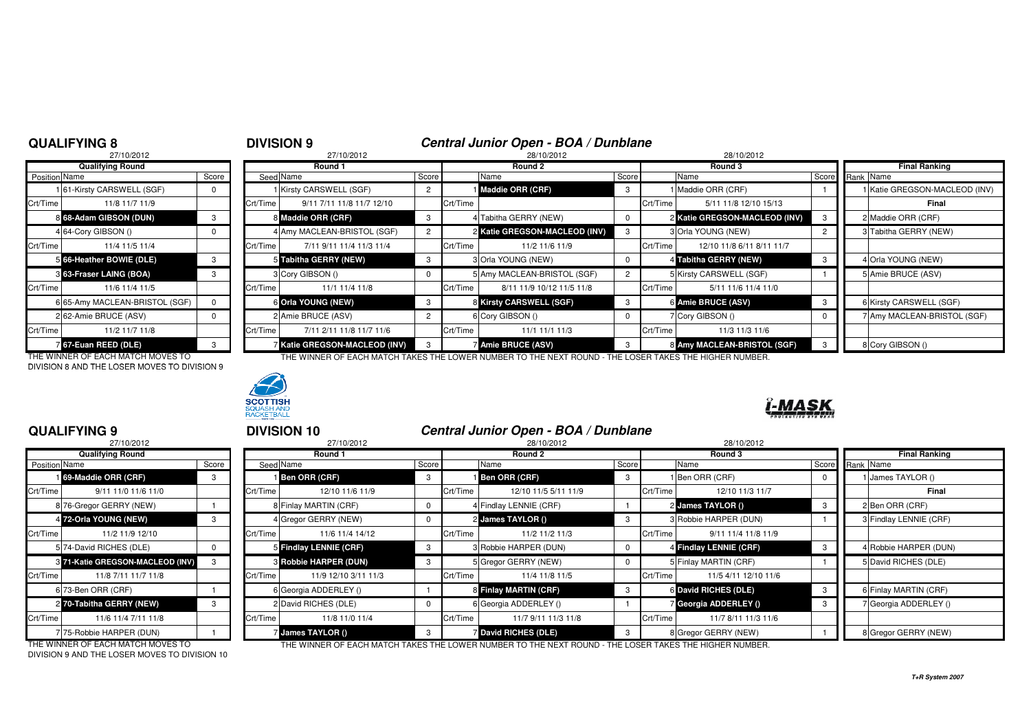## QUALIFYING 8

27/10/2012

| Qualifying Round | | |
|---|---|---|
| Position | Name | Score |
| 1 | 61-Kirsty CARSWELL (SGF) | 0 |
| Crt/Time | 11/8 11/7 11/9 | |
| 8 | **68-Adam GIBSON (DUN)** | 3 |
| 4 | 64-Cory GIBSON () | 0 |
| Crt/Time | 11/4 11/5 11/4 | |
| 5 | **66-Heather BOWIE (DLE)** | 3 |
| 3 | **63-Fraser LAING (BOA)** | 3 |
| Crt/Time | 11/6 11/4 11/5 | |
| 6 | 65-Amy MACLEAN-BRISTOL (SGF) | 0 |
| 2 | 62-Amie BRUCE (ASV) | 0 |
| Crt/Time | 11/2 11/7 11/8 | |
| 7 | **67-Euan REED (DLE)** | 3 |

THE WINNER OF EACH MATCH MOVES TO DIVISION 8 AND THE LOSER MOVES TO DIVISION 9

## DIVISION 9

### Central Junior Open - BOA / Dunblane

| Round 1 (27/10/2012) | | | Round 2 (28/10/2012) | | | Round 3 (28/10/2012) | | |
|---|---|---|---|---|---|---|---|---|
| Seed | Name | Score | | Name | Score | | Name | Score |
| 1 | Kirsty CARSWELL (SGF) | 2 | 1 | **Maddie ORR (CRF)** | 3 | 1 | Maddie ORR (CRF) | 1 |
| Crt/Time | 9/11 7/11 11/8 11/7 12/10 | | Crt/Time | | | Crt/Time | 5/11 11/8 12/10 15/13 | |
| 8 | **Maddie ORR (CRF)** | 3 | 4 | Tabitha GERRY (NEW) | 0 | 2 | **Katie GREGSON-MACLEOD (INV)** | 3 |
| 4 | Amy MACLEAN-BRISTOL (SGF) | 2 | 2 | **Katie GREGSON-MACLEOD (INV)** | 3 | 3 | Orla YOUNG (NEW) | 2 |
| Crt/Time | 7/11 9/11 11/4 11/3 11/4 | | Crt/Time | 11/2 11/6 11/9 | | Crt/Time | 12/10 11/8 6/11 8/11 11/7 | |
| 5 | **Tabitha GERRY (NEW)** | 3 | 3 | Orla YOUNG (NEW) | 0 | 4 | **Tabitha GERRY (NEW)** | 3 |
| 3 | Cory GIBSON () | 0 | 5 | Amy MACLEAN-BRISTOL (SGF) | 2 | 5 | Kirsty CARSWELL (SGF) | 1 |
| Crt/Time | 11/1 11/4 11/8 | | Crt/Time | 8/11 11/9 10/12 11/5 11/8 | | Crt/Time | 5/11 11/6 11/4 11/0 | |
| 6 | **Orla YOUNG (NEW)** | 3 | 8 | **Kirsty CARSWELL (SGF)** | 3 | 6 | **Amie BRUCE (ASV)** | 3 |
| 2 | Amie BRUCE (ASV) | 2 | 6 | Cory GIBSON () | 0 | 7 | Cory GIBSON () | 0 |
| Crt/Time | 7/11 2/11 11/8 11/7 11/6 | | Crt/Time | 11/1 11/1 11/3 | | Crt/Time | 11/3 11/3 11/6 | |
| 7 | **Katie GREGSON-MACLEOD (INV)** | 3 | 7 | **Amie BRUCE (ASV)** | 3 | 8 | **Amy MACLEAN-BRISTOL (SGF)** | 3 |

THE WINNER OF EACH MATCH TAKES THE LOWER NUMBER TO THE NEXT ROUND - THE LOSER TAKES THE HIGHER NUMBER.

| Final Ranking | |
|---|---|
| Rank | Name |
| 1 | Katie GREGSON-MACLEOD (INV) |
| | Final |
| 2 | Maddie ORR (CRF) |
| 3 | Tabitha GERRY (NEW) |
| 4 | Orla YOUNG (NEW) |
| 5 | Amie BRUCE (ASV) |
| 6 | Kirsty CARSWELL (SGF) |
| 7 | Amy MACLEAN-BRISTOL (SGF) |
| 8 | Cory GIBSON () |

## QUALIFYING 9

27/10/2012

| Qualifying Round | | |
|---|---|---|
| Position | Name | Score |
| 1 | **69-Maddie ORR (CRF)** | 3 |
| Crt/Time | 9/11 11/0 11/6 11/0 | |
| 8 | 76-Gregor GERRY (NEW) | 1 |
| 4 | **72-Orla YOUNG (NEW)** | 3 |
| Crt/Time | 11/2 11/9 12/10 | |
| 5 | 74-David RICHES (DLE) | 0 |
| 3 | **71-Katie GREGSON-MACLEOD (INV)** | 3 |
| Crt/Time | 11/8 7/11 11/7 11/8 | |
| 6 | 73-Ben ORR (CRF) | 1 |
| 2 | **70-Tabitha GERRY (NEW)** | 3 |
| Crt/Time | 11/6 11/4 7/11 11/8 | |
| 7 | 75-Robbie HARPER (DUN) | 1 |

THE WINNER OF EACH MATCH MOVES TO DIVISION 9 AND THE LOSER MOVES TO DIVISION 10

## DIVISION 10

### Central Junior Open - BOA / Dunblane

| Round 1 (27/10/2012) | | | Round 2 (28/10/2012) | | | Round 3 (28/10/2012) | | |
|---|---|---|---|---|---|---|---|---|
| Seed | Name | Score | | Name | Score | | Name | Score |
| 1 | **Ben ORR (CRF)** | 3 | 1 | **Ben ORR (CRF)** | 3 | 1 | Ben ORR (CRF) | 0 |
| Crt/Time | 12/10 11/6 11/9 | | Crt/Time | 12/10 11/5 5/11 11/9 | | Crt/Time | 12/10 11/3 11/7 | |
| 8 | Finlay MARTIN (CRF) | 0 | 4 | Findlay LENNIE (CRF) | 1 | 2 | **James TAYLOR ()** | 3 |
| 4 | Gregor GERRY (NEW) | 0 | 2 | **James TAYLOR ()** | 3 | 3 | Robbie HARPER (DUN) | 1 |
| Crt/Time | 11/6 11/4 14/12 | | Crt/Time | 11/2 11/2 11/3 | | Crt/Time | 9/11 11/4 11/8 11/9 | |
| 5 | **Findlay LENNIE (CRF)** | 3 | 3 | Robbie HARPER (DUN) | 0 | 4 | **Findlay LENNIE (CRF)** | 3 |
| 3 | **Robbie HARPER (DUN)** | 3 | 5 | Gregor GERRY (NEW) | 0 | 5 | Finlay MARTIN (CRF) | 1 |
| Crt/Time | 11/9 12/10 3/11 11/3 | | Crt/Time | 11/4 11/8 11/5 | | Crt/Time | 11/5 4/11 12/10 11/6 | |
| 6 | Georgia ADDERLEY () | 1 | 8 | **Finlay MARTIN (CRF)** | 3 | 6 | **David RICHES (DLE)** | 3 |
| 2 | David RICHES (DLE) | 0 | 6 | Georgia ADDERLEY () | 1 | 7 | **Georgia ADDERLEY ()** | 3 |
| Crt/Time | 11/8 11/0 11/4 | | Crt/Time | 11/7 9/11 11/3 11/8 | | Crt/Time | 11/7 8/11 11/3 11/6 | |
| 7 | **James TAYLOR ()** | 3 | 7 | **David RICHES (DLE)** | 3 | 8 | Gregor GERRY (NEW) | 1 |

THE WINNER OF EACH MATCH TAKES THE LOWER NUMBER TO THE NEXT ROUND - THE LOSER TAKES THE HIGHER NUMBER.

| Final Ranking | |
|---|---|
| Rank | Name |
| 1 | James TAYLOR () |
| | Final |
| 2 | Ben ORR (CRF) |
| 3 | Findlay LENNIE (CRF) |
| 4 | Robbie HARPER (DUN) |
| 5 | David RICHES (DLE) |
| 6 | Finlay MARTIN (CRF) |
| 7 | Georgia ADDERLEY () |
| 8 | Gregor GERRY (NEW) |